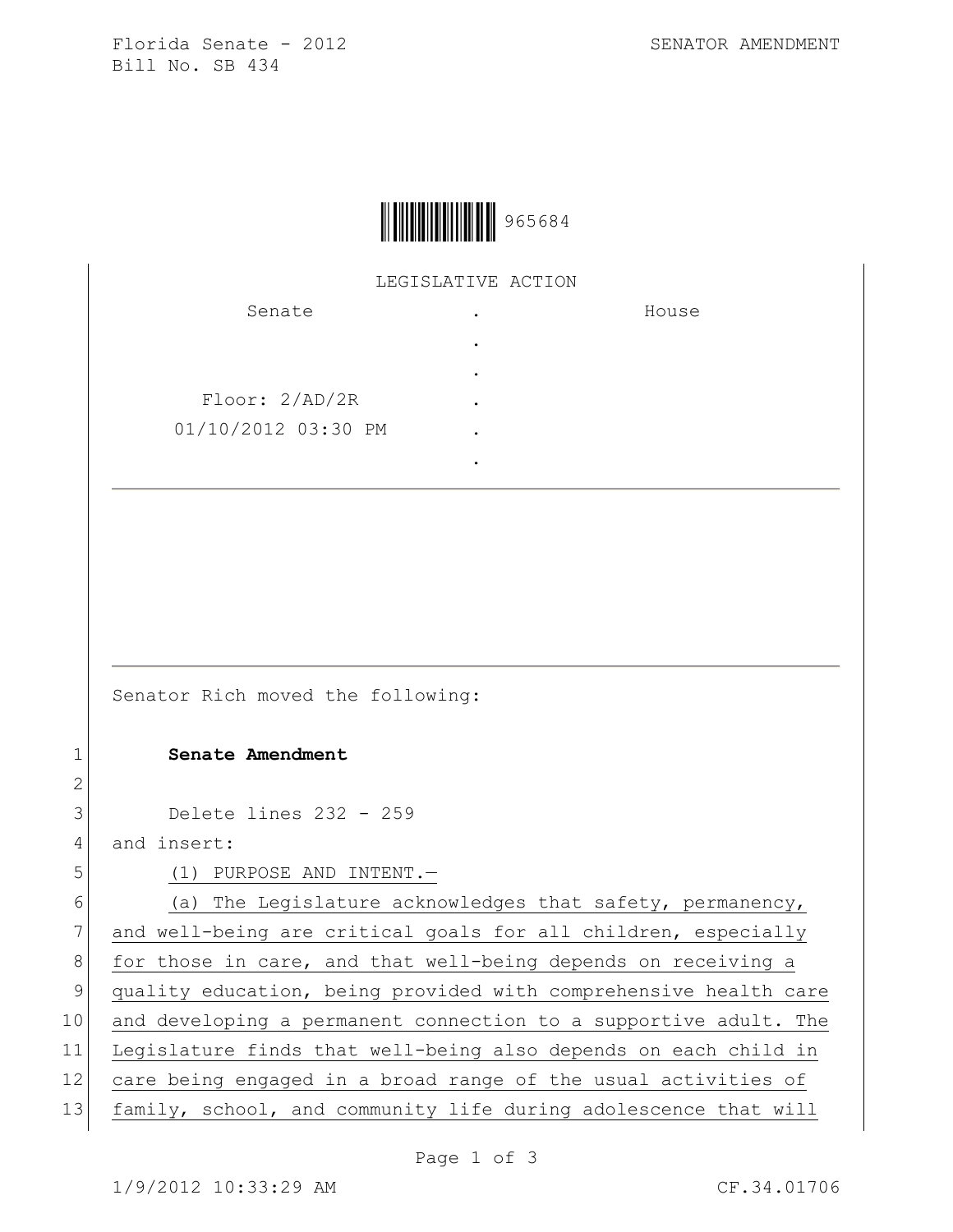Florida Senate - 2012 SENATOR AMENDMENT
Bill No. SB 434

965684

LEGISLATIVE ACTION

| Senate | . | House |
|---|---|---|
| | . | |
| | . | |
| Floor: 2/AD/2R | . | |
| 01/10/2012 03:30 PM | . | |
| | . | |

Senator Rich moved the following:

1 **Senate Amendment**

2

3 Delete lines 232 - 259

4 and insert:

5 (1) PURPOSE AND INTENT.—

6 (a) The Legislature acknowledges that safety, permanency,

7 and well-being are critical goals for all children, especially

8 for those in care, and that well-being depends on receiving a

9 quality education, being provided with comprehensive health care

10 and developing a permanent connection to a supportive adult. The

11 Legislature finds that well-being also depends on each child in

12 care being engaged in a broad range of the usual activities of

13 family, school, and community life during adolescence that will

1/9/2012 10:33:29 AM CF.34.01706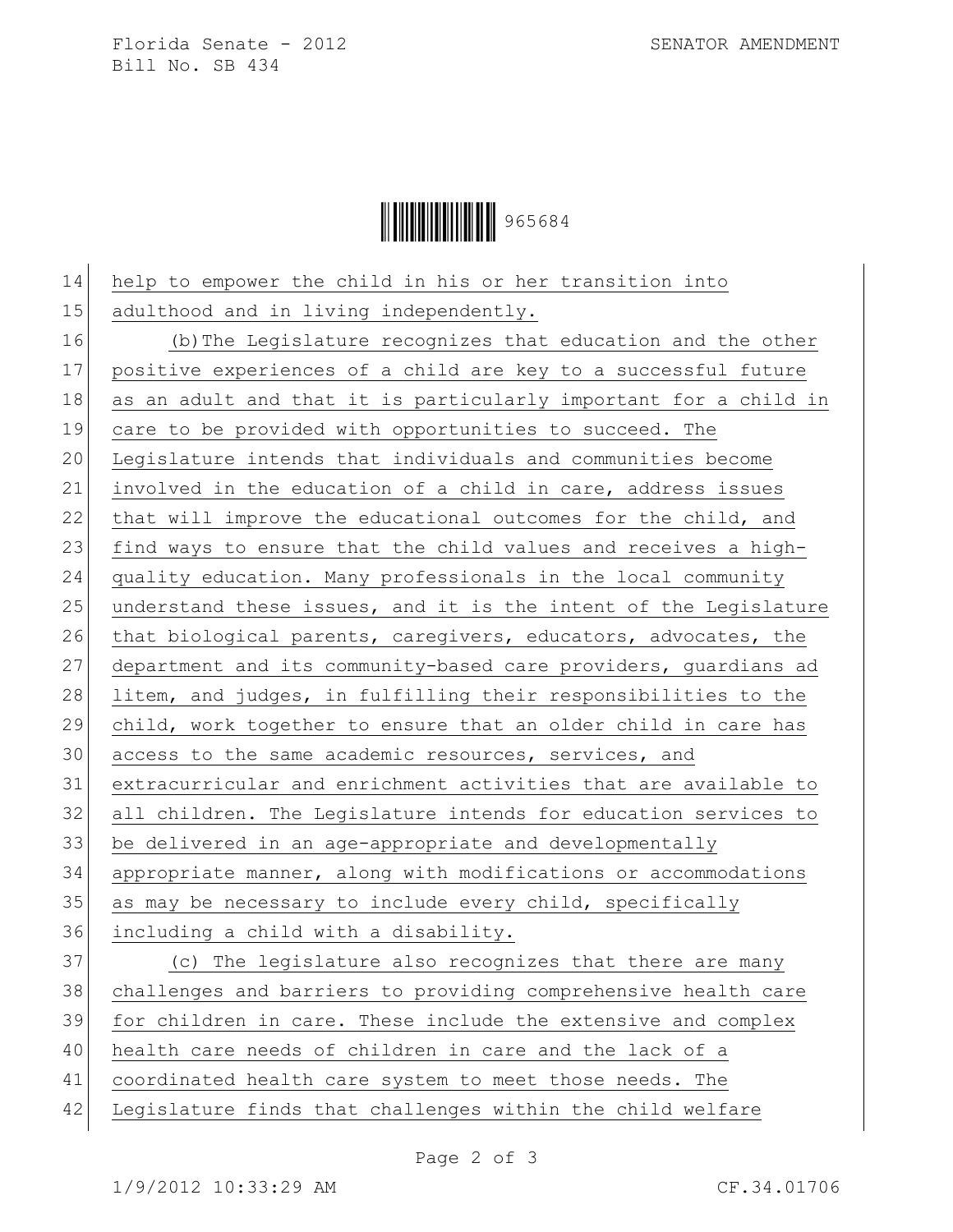help to empower the child in his or her transition into adulthood and in living independently.

(b) The Legislature recognizes that education and the other positive experiences of a child are key to a successful future as an adult and that it is particularly important for a child in care to be provided with opportunities to succeed. The Legislature intends that individuals and communities become involved in the education of a child in care, address issues that will improve the educational outcomes for the child, and find ways to ensure that the child values and receives a high-quality education. Many professionals in the local community understand these issues, and it is the intent of the Legislature that biological parents, caregivers, educators, advocates, the department and its community-based care providers, guardians ad litem, and judges, in fulfilling their responsibilities to the child, work together to ensure that an older child in care has access to the same academic resources, services, and extracurricular and enrichment activities that are available to all children. The Legislature intends for education services to be delivered in an age-appropriate and developmentally appropriate manner, along with modifications or accommodations as may be necessary to include every child, specifically including a child with a disability.

(c) The legislature also recognizes that there are many challenges and barriers to providing comprehensive health care for children in care. These include the extensive and complex health care needs of children in care and the lack of a coordinated health care system to meet those needs. The Legislature finds that challenges within the child welfare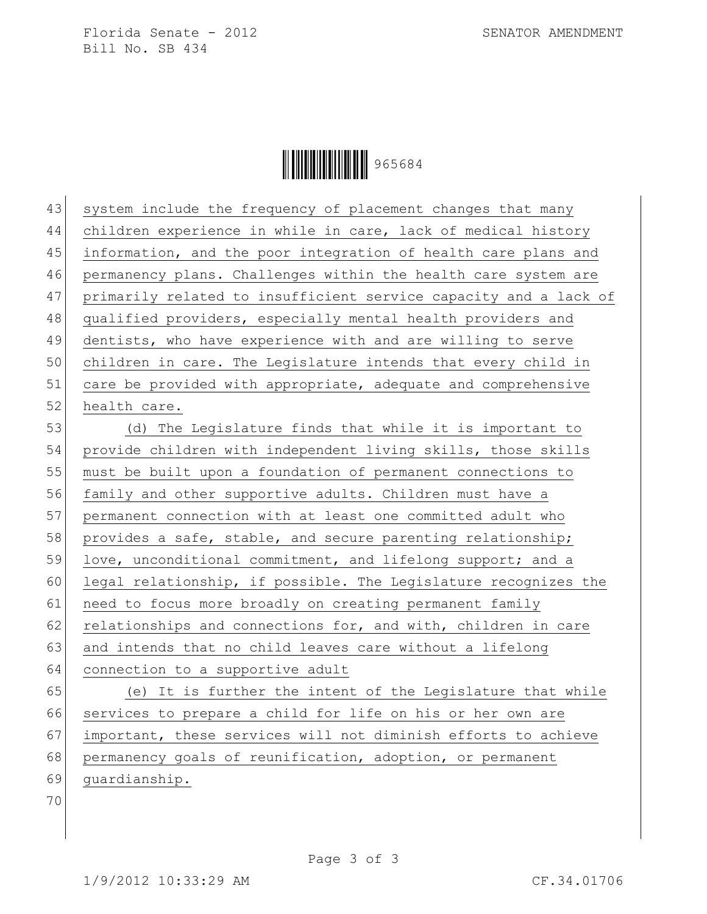system include the frequency of placement changes that many children experience in while in care, lack of medical history information, and the poor integration of health care plans and permanency plans. Challenges within the health care system are primarily related to insufficient service capacity and a lack of qualified providers, especially mental health providers and dentists, who have experience with and are willing to serve children in care. The Legislature intends that every child in care be provided with appropriate, adequate and comprehensive health care.

(d) The Legislature finds that while it is important to provide children with independent living skills, those skills must be built upon a foundation of permanent connections to family and other supportive adults. Children must have a permanent connection with at least one committed adult who provides a safe, stable, and secure parenting relationship; love, unconditional commitment, and lifelong support; and a legal relationship, if possible. The Legislature recognizes the need to focus more broadly on creating permanent family relationships and connections for, and with, children in care and intends that no child leaves care without a lifelong connection to a supportive adult

(e) It is further the intent of the Legislature that while services to prepare a child for life on his or her own are important, these services will not diminish efforts to achieve permanency goals of reunification, adoption, or permanent guardianship.